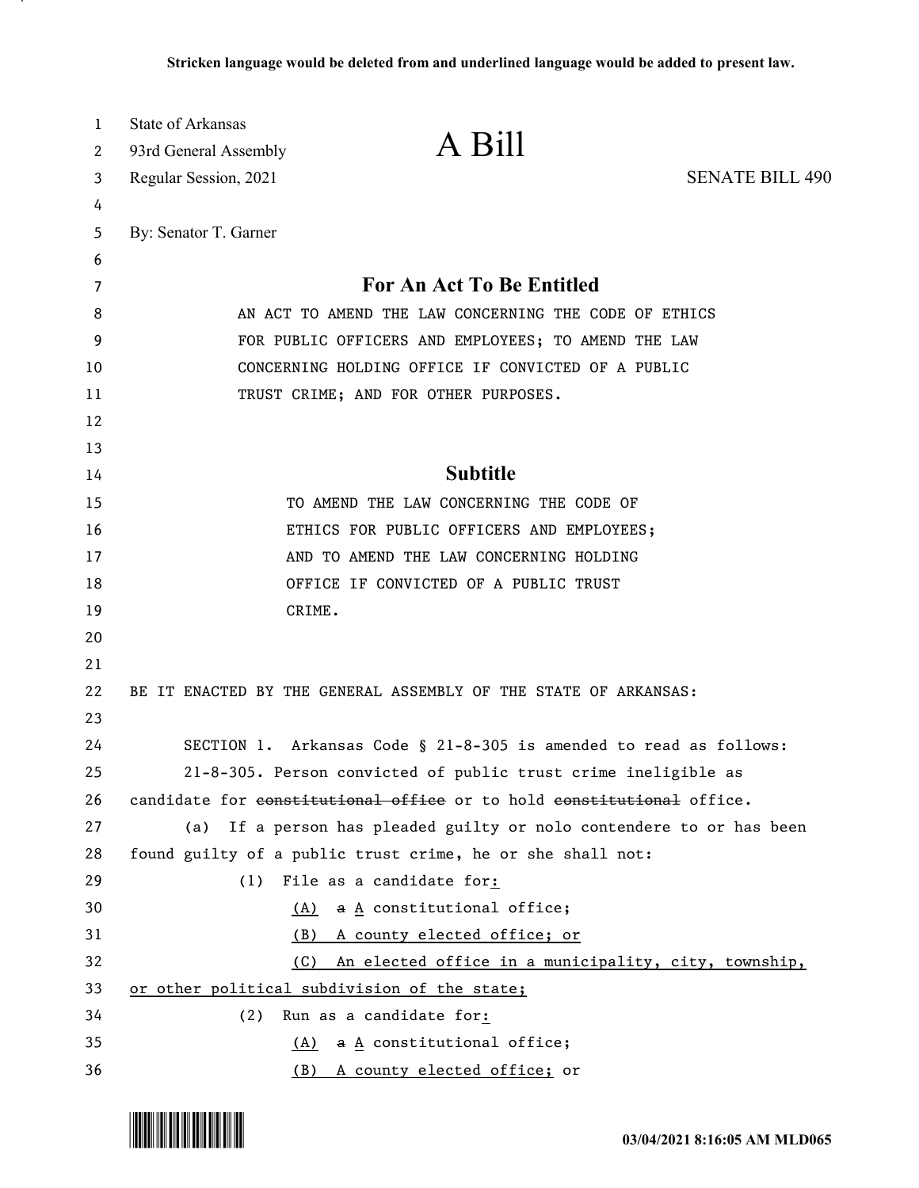**Stricken language would be deleted from and underlined language would be added to present law.**

State of Arkansas
93rd General Assembly
Regular Session, 2021

# A Bill

SENATE BILL 490

By: Senator T. Garner

## For An Act To Be Entitled

AN ACT TO AMEND THE LAW CONCERNING THE CODE OF ETHICS FOR PUBLIC OFFICERS AND EMPLOYEES; TO AMEND THE LAW CONCERNING HOLDING OFFICE IF CONVICTED OF A PUBLIC TRUST CRIME; AND FOR OTHER PURPOSES.

## Subtitle

TO AMEND THE LAW CONCERNING THE CODE OF ETHICS FOR PUBLIC OFFICERS AND EMPLOYEES; AND TO AMEND THE LAW CONCERNING HOLDING OFFICE IF CONVICTED OF A PUBLIC TRUST CRIME.

BE IT ENACTED BY THE GENERAL ASSEMBLY OF THE STATE OF ARKANSAS:

SECTION 1. Arkansas Code § 21-8-305 is amended to read as follows:

21-8-305. Person convicted of public trust crime ineligible as candidate for ~~constitutional office~~ or to hold ~~constitutional~~ office.

(a) If a person has pleaded guilty or nolo contendere to or has been found guilty of a public trust crime, he or she shall not:

(1) File as a candidate for<u>:</u>

<u>(A)</u> ~~a~~ <u>A</u> constitutional office;

<u>(B) A county elected office; or</u>

<u>(C) An elected office in a municipality, city, township, or other political subdivision of the state;</u>

(2) Run as a candidate for<u>:</u>

<u>(A)</u> ~~a~~ <u>A</u> constitutional office;

<u>(B) A county elected office;</u> or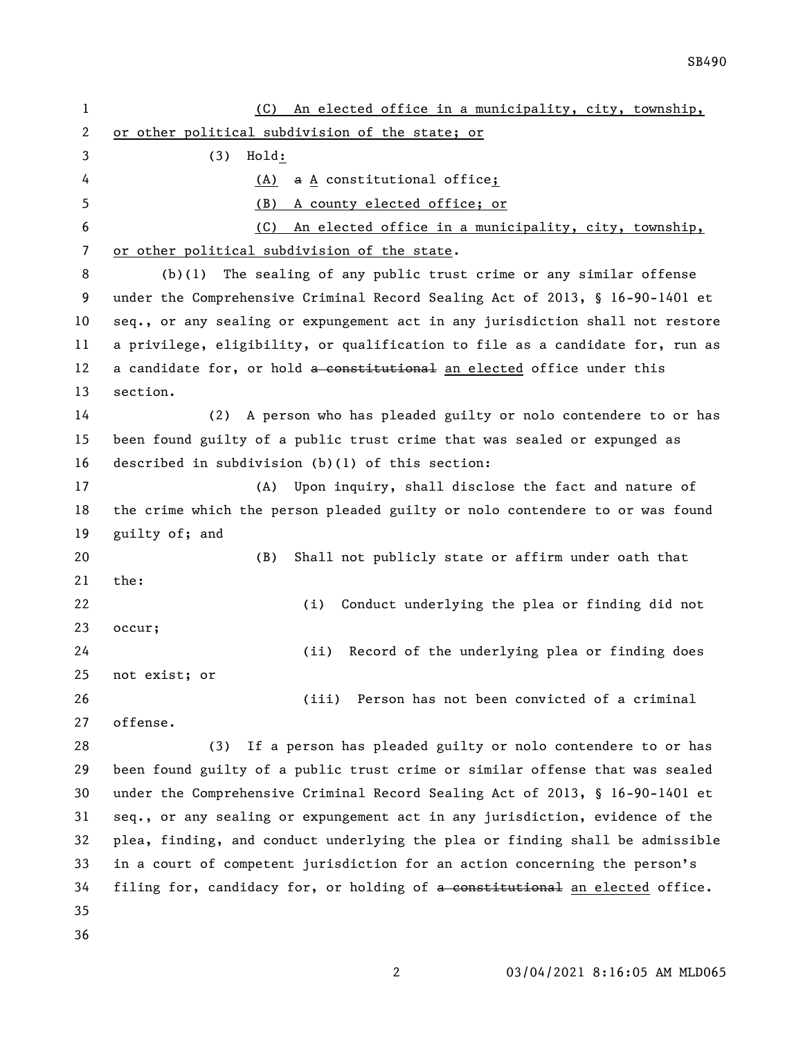(C) An elected office in a municipality, city, township, or other political subdivision of the state; or

(3) Hold:

(A) ~~a~~ A constitutional office;

(B) A county elected office; or

(C) An elected office in a municipality, city, township, or other political subdivision of the state.

(b)(1) The sealing of any public trust crime or any similar offense under the Comprehensive Criminal Record Sealing Act of 2013, § 16-90-1401 et seq., or any sealing or expungement act in any jurisdiction shall not restore a privilege, eligibility, or qualification to file as a candidate for, run as a candidate for, or hold ~~a constitutional~~ an elected office under this section.

(2) A person who has pleaded guilty or nolo contendere to or has been found guilty of a public trust crime that was sealed or expunged as described in subdivision (b)(1) of this section:

(A) Upon inquiry, shall disclose the fact and nature of the crime which the person pleaded guilty or nolo contendere to or was found guilty of; and

(B) Shall not publicly state or affirm under oath that the:

(i) Conduct underlying the plea or finding did not occur;

(ii) Record of the underlying plea or finding does not exist; or

(iii) Person has not been convicted of a criminal offense.

(3) If a person has pleaded guilty or nolo contendere to or has been found guilty of a public trust crime or similar offense that was sealed under the Comprehensive Criminal Record Sealing Act of 2013, § 16-90-1401 et seq., or any sealing or expungement act in any jurisdiction, evidence of the plea, finding, and conduct underlying the plea or finding shall be admissible in a court of competent jurisdiction for an action concerning the person's filing for, candidacy for, or holding of ~~a constitutional~~ an elected office.